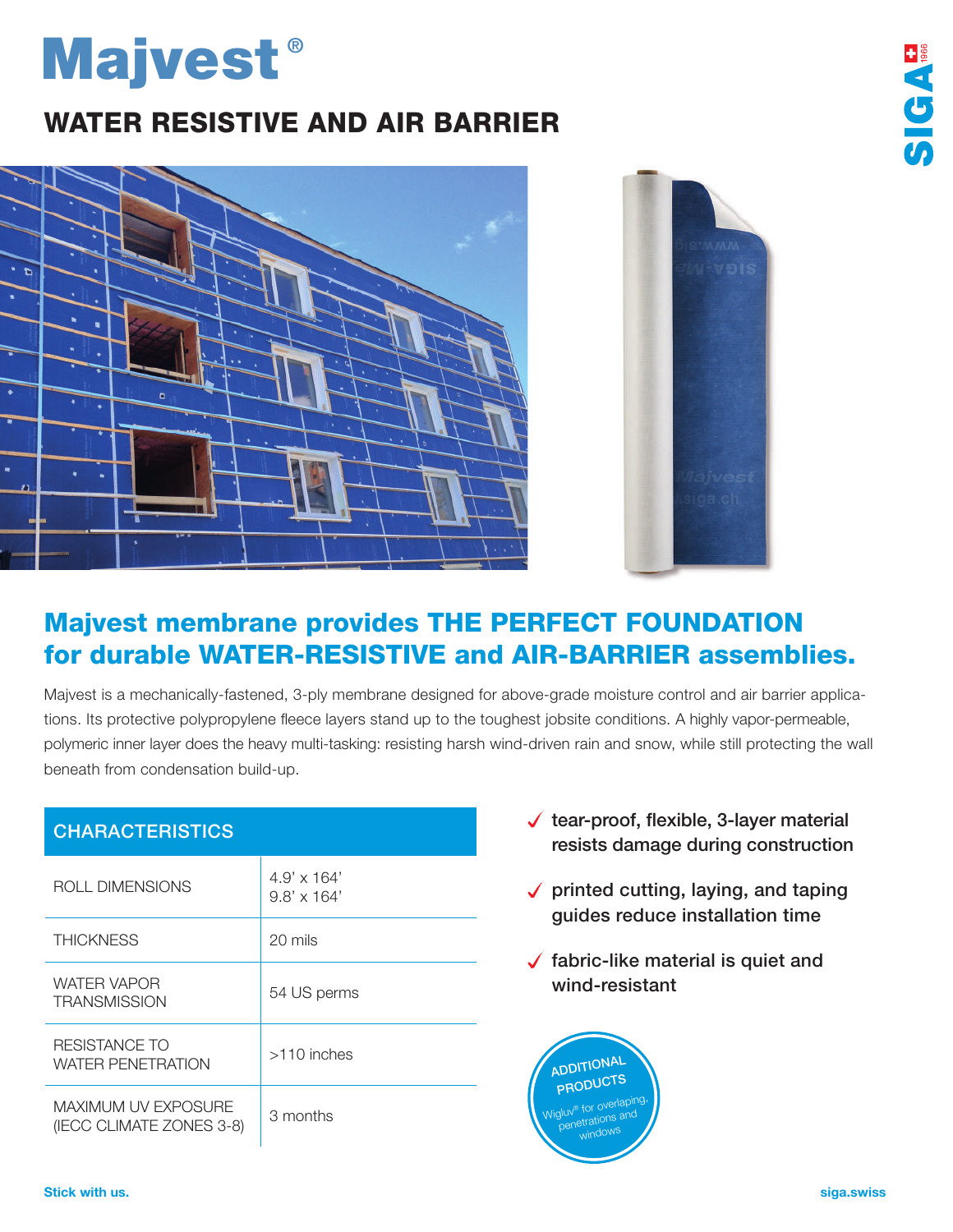# Majvest®

## WATER RESISTIVE AND AIR BARRIER

## Majvest membrane provides THE PERFECT FOUNDATION for durable WATER-RESISTIVE and AIR-BARRIER assemblies.

Majvest is a mechanically-fastened, 3-ply membrane designed for above-grade moisture control and air barrier applications. Its protective polypropylene fleece layers stand up to the toughest jobsite conditions. A highly vapor-permeable, polymeric inner layer does the heavy multi-tasking: resisting harsh wind-driven rain and snow, while still protecting the wall beneath from condensation build-up.

| CHARACTERISTICS | |
|---|---|
| ROLL DIMENSIONS | 4.9' x 164'<br>9.8' x 164' |
| THICKNESS | 20 mils |
| WATER VAPOR TRANSMISSION | 54 US perms |
| RESISTANCE TO WATER PENETRATION | >110 inches |
| MAXIMUM UV EXPOSURE (IECC CLIMATE ZONES 3-8) | 3 months |

- ✓ tear-proof, flexible, 3-layer material resists damage during construction
- ✓ printed cutting, laying, and taping guides reduce installation time
- ✓ fabric-like material is quiet and wind-resistant

**ADDITIONAL PRODUCTS**
Wigluv® for overlaping, penetrations and windows

**Stick with us.**

siga.swiss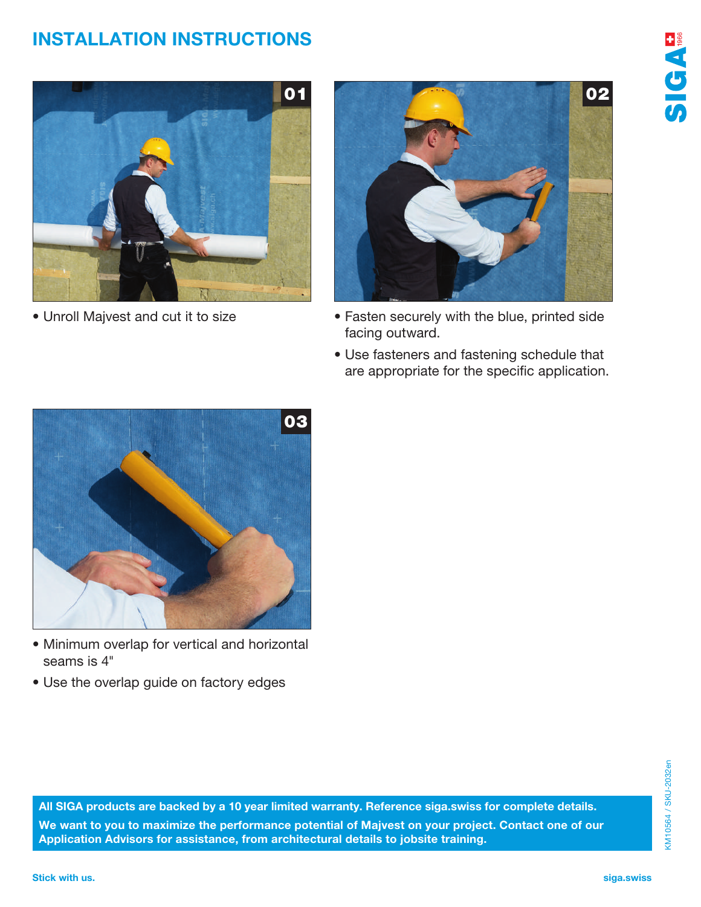# INSTALLATION INSTRUCTIONS

01

- Unroll Majvest and cut it to size

02

- Fasten securely with the blue, printed side facing outward.
- Use fasteners and fastening schedule that are appropriate for the specific application.

03

- Minimum overlap for vertical and horizontal seams is 4"
- Use the overlap guide on factory edges

**All SIGA products are backed by a 10 year limited warranty. Reference siga.swiss for complete details.**

**We want to you to maximize the performance potential of Majvest on your project. Contact one of our Application Advisors for assistance, from architectural details to jobsite training.**

KM10564 / SKU-2032en